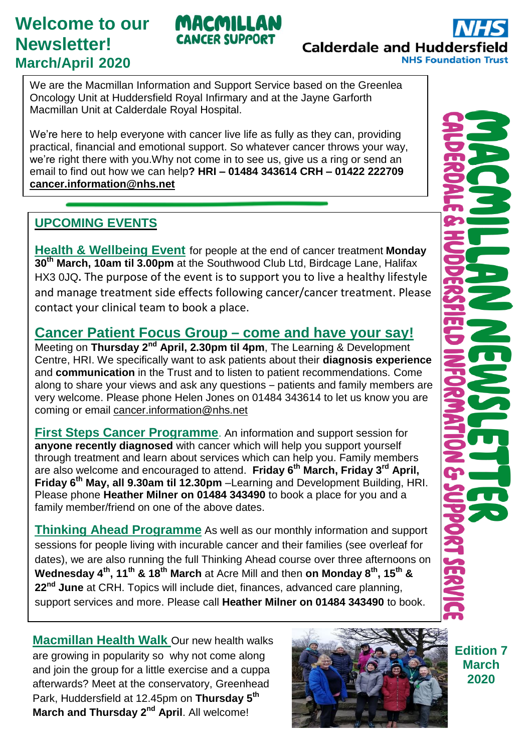# Welcome to our Newsletter!

## March/April 2020

MACMILLAN CANCER SUPPORT

NHS Calderdale and Huddersfield NHS Foundation Trust

MACMILLAN NEWSLETTER

CALDERDALE & HUDDERSFIELD INFORMATION & SUPPORT SERVICE

We are the Macmillan Information and Support Service based on the Greenlea Oncology Unit at Huddersfield Royal Infirmary and at the Jayne Garforth Macmillan Unit at Calderdale Royal Hospital.

We're here to help everyone with cancer live life as fully as they can, providing practical, financial and emotional support. So whatever cancer throws your way, we're right there with you.Why not come in to see us, give us a ring or send an email to find out how we can help**? HRI – 01484 343614 CRH – 01422 222709** **cancer.information@nhs.net**

## UPCOMING EVENTS

**Health & Wellbeing Event** for people at the end of cancer treatment **Monday 30th March, 10am til 3.00pm** at the Southwood Club Ltd, Birdcage Lane, Halifax HX3 0JQ**.** The purpose of the event is to support you to live a healthy lifestyle and manage treatment side effects following cancer/cancer treatment. Please contact your clinical team to book a place.

**Cancer Patient Focus Group – come and have your say!**
Meeting on **Thursday 2nd April, 2.30pm til 4pm**, The Learning & Development Centre, HRI. We specifically want to ask patients about their **diagnosis experience** and **communication** in the Trust and to listen to patient recommendations. Come along to share your views and ask any questions – patients and family members are very welcome. Please phone Helen Jones on 01484 343614 to let us know you are coming or email cancer.information@nhs.net

**First Steps Cancer Programme**. An information and support session for **anyone recently diagnosed** with cancer which will help you support yourself through treatment and learn about services which can help you. Family members are also welcome and encouraged to attend. **Friday 6th March, Friday 3rd April, Friday 6th May, all 9.30am til 12.30pm** –Learning and Development Building, HRI. Please phone **Heather Milner on 01484 343490** to book a place for you and a family member/friend on one of the above dates.

**Thinking Ahead Programme** As well as our monthly information and support sessions for people living with incurable cancer and their families (see overleaf for dates), we are also running the full Thinking Ahead course over three afternoons on **Wednesday 4th, 11th & 18th March** at Acre Mill and then **on Monday 8th, 15th & 22nd June** at CRH. Topics will include diet, finances, advanced care planning, support services and more. Please call **Heather Milner on 01484 343490** to book.

**Macmillan Health Walk** Our new health walks are growing in popularity so why not come along and join the group for a little exercise and a cuppa afterwards? Meet at the conservatory, Greenhead Park, Huddersfield at 12.45pm on **Thursday 5th March and Thursday 2nd April**. All welcome!

**Edition 7 March 2020**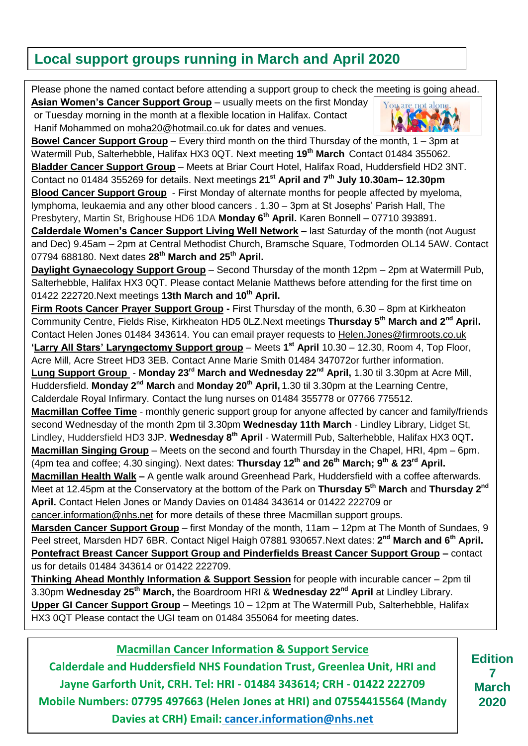## Local support groups running in March and April 2020

Please phone the named contact before attending a support group to check the meeting is going ahead.

**Asian Women's Cancer Support Group** – usually meets on the first Monday or Tuesday morning in the month at a flexible location in Halifax. Contact Hanif Mohammed on moha20@hotmail.co.uk for dates and venues.

**Bowel Cancer Support Group** – Every third month on the third Thursday of the month, 1 – 3pm at Watermill Pub, Salterhebble, Halifax HX3 0QT. Next meeting **19th March** Contact 01484 355062.

**Bladder Cancer Support Group** – Meets at Briar Court Hotel, Halifax Road, Huddersfield HD2 3NT. Contact no 01484 355269 for details. Next meetings **21st April and 7th July 10.30am– 12.30pm**

**Blood Cancer Support Group** - First Monday of alternate months for people affected by myeloma, lymphoma, leukaemia and any other blood cancers . 1.30 – 3pm at St Josephs' Parish Hall, The Presbytery, Martin St, Brighouse HD6 1DA **Monday 6th April.** Karen Bonnell – 07710 393891.

**Calderdale Women's Cancer Support Living Well Network –** last Saturday of the month (not August and Dec) 9.45am – 2pm at Central Methodist Church, Bramsche Square, Todmorden OL14 5AW. Contact 07794 688180. Next dates **28th March and 25th April.**

**Daylight Gynaecology Support Group** – Second Thursday of the month 12pm – 2pm at Watermill Pub, Salterhebble, Halifax HX3 0QT. Please contact Melanie Matthews before attending for the first time on 01422 222720.Next meetings **13th March and 10th April.**

**Firm Roots Cancer Prayer Support Group -** First Thursday of the month, 6.30 – 8pm at Kirkheaton Community Centre, Fields Rise, Kirkheaton HD5 0LZ.Next meetings **Thursday 5th March and 2nd April.** Contact Helen Jones 01484 343614. You can email prayer requests to Helen.Jones@firmroots.co.uk

**'Larry All Stars' Laryngectomy Support group** – Meets **1st April** 10.30 – 12.30, Room 4, Top Floor, Acre Mill, Acre Street HD3 3EB. Contact Anne Marie Smith 01484 347072or further information.

**Lung Support Group** - **Monday 23rd March and Wednesday 22nd April,** 1.30 til 3.30pm at Acre Mill, Huddersfield. **Monday 2nd March** and **Monday 20th April,** 1.30 til 3.30pm at the Learning Centre, Calderdale Royal Infirmary. Contact the lung nurses on 01484 355778 or 07766 775512.

**Macmillan Coffee Time** - monthly generic support group for anyone affected by cancer and family/friends second Wednesday of the month 2pm til 3.30pm **Wednesday 11th March** - Lindley Library, Lidget St, Lindley, Huddersfield HD3 3JP. **Wednesday 8th April** - Watermill Pub, Salterhebble, Halifax HX3 0QT**.**

**Macmillan Singing Group** – Meets on the second and fourth Thursday in the Chapel, HRI, 4pm – 6pm. (4pm tea and coffee; 4.30 singing). Next dates: **Thursday 12th and 26th March; 9th & 23rd April.**

**Macmillan Health Walk –** A gentle walk around Greenhead Park, Huddersfield with a coffee afterwards. Meet at 12.45pm at the Conservatory at the bottom of the Park on **Thursday 5th March** and **Thursday 2nd April.** Contact Helen Jones or Mandy Davies on 01484 343614 or 01422 222709 or cancer.information@nhs.net for more details of these three Macmillan support groups.

**Marsden Cancer Support Group** – first Monday of the month, 11am – 12pm at The Month of Sundaes, 9 Peel street, Marsden HD7 6BR. Contact Nigel Haigh 07881 930657.Next dates: **2nd March and 6th April.**

**Pontefract Breast Cancer Support Group and Pinderfields Breast Cancer Support Group –** contact us for details 01484 343614 or 01422 222709.

**Thinking Ahead Monthly Information & Support Session** for people with incurable cancer – 2pm til 3.30pm **Wednesday 25th March,** the Boardroom HRI & **Wednesday 22nd April** at Lindley Library.

**Upper GI Cancer Support Group** – Meetings 10 – 12pm at The Watermill Pub, Salterhebble, Halifax HX3 0QT Please contact the UGI team on 01484 355064 for meeting dates.

**Macmillan Cancer Information & Support Service**

**Calderdale and Huddersfield NHS Foundation Trust, Greenlea Unit, HRI and Jayne Garforth Unit, CRH. Tel: HRI - 01484 343614; CRH - 01422 222709 Mobile Numbers: 07795 497663 (Helen Jones at HRI) and 07554415564 (Mandy Davies at CRH) Email: cancer.information@nhs.net**

**Edition 7 March 2020**